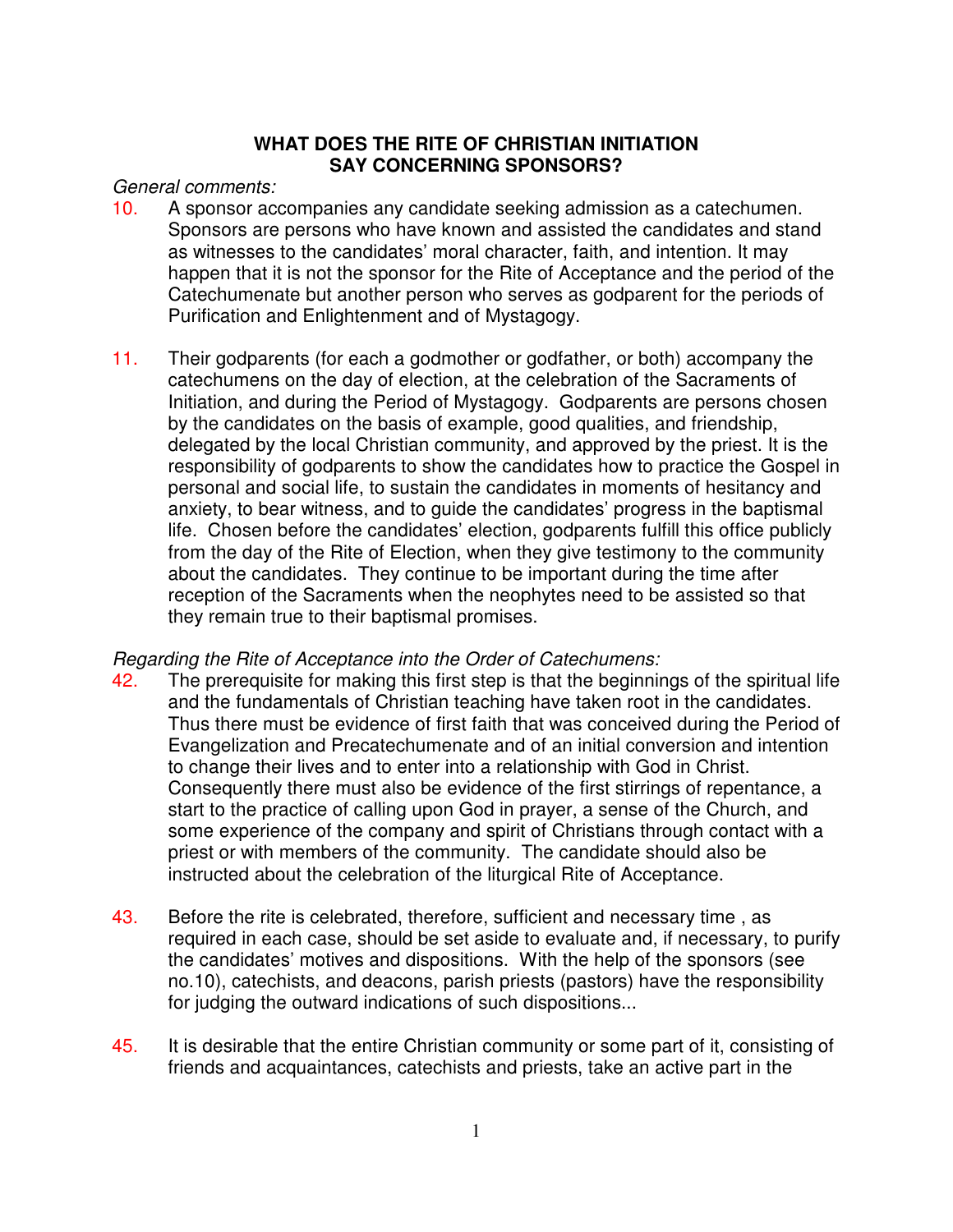# WHAT DOES THE RITE OF CHRISTIAN INITIATION SAY CONCERNING SPONSORS?

*General comments:*

10. A sponsor accompanies any candidate seeking admission as a catechumen. Sponsors are persons who have known and assisted the candidates and stand as witnesses to the candidates' moral character, faith, and intention. It may happen that it is not the sponsor for the Rite of Acceptance and the period of the Catechumenate but another person who serves as godparent for the periods of Purification and Enlightenment and of Mystagogy.

11. Their godparents (for each a godmother or godfather, or both) accompany the catechumens on the day of election, at the celebration of the Sacraments of Initiation, and during the Period of Mystagogy. Godparents are persons chosen by the candidates on the basis of example, good qualities, and friendship, delegated by the local Christian community, and approved by the priest. It is the responsibility of godparents to show the candidates how to practice the Gospel in personal and social life, to sustain the candidates in moments of hesitancy and anxiety, to bear witness, and to guide the candidates' progress in the baptismal life. Chosen before the candidates' election, godparents fulfill this office publicly from the day of the Rite of Election, when they give testimony to the community about the candidates. They continue to be important during the time after reception of the Sacraments when the neophytes need to be assisted so that they remain true to their baptismal promises.

*Regarding the Rite of Acceptance into the Order of Catechumens:*

42. The prerequisite for making this first step is that the beginnings of the spiritual life and the fundamentals of Christian teaching have taken root in the candidates. Thus there must be evidence of first faith that was conceived during the Period of Evangelization and Precatechumenate and of an initial conversion and intention to change their lives and to enter into a relationship with God in Christ. Consequently there must also be evidence of the first stirrings of repentance, a start to the practice of calling upon God in prayer, a sense of the Church, and some experience of the company and spirit of Christians through contact with a priest or with members of the community. The candidate should also be instructed about the celebration of the liturgical Rite of Acceptance.

43. Before the rite is celebrated, therefore, sufficient and necessary time , as required in each case, should be set aside to evaluate and, if necessary, to purify the candidates' motives and dispositions. With the help of the sponsors (see no.10), catechists, and deacons, parish priests (pastors) have the responsibility for judging the outward indications of such dispositions...

45. It is desirable that the entire Christian community or some part of it, consisting of friends and acquaintances, catechists and priests, take an active part in the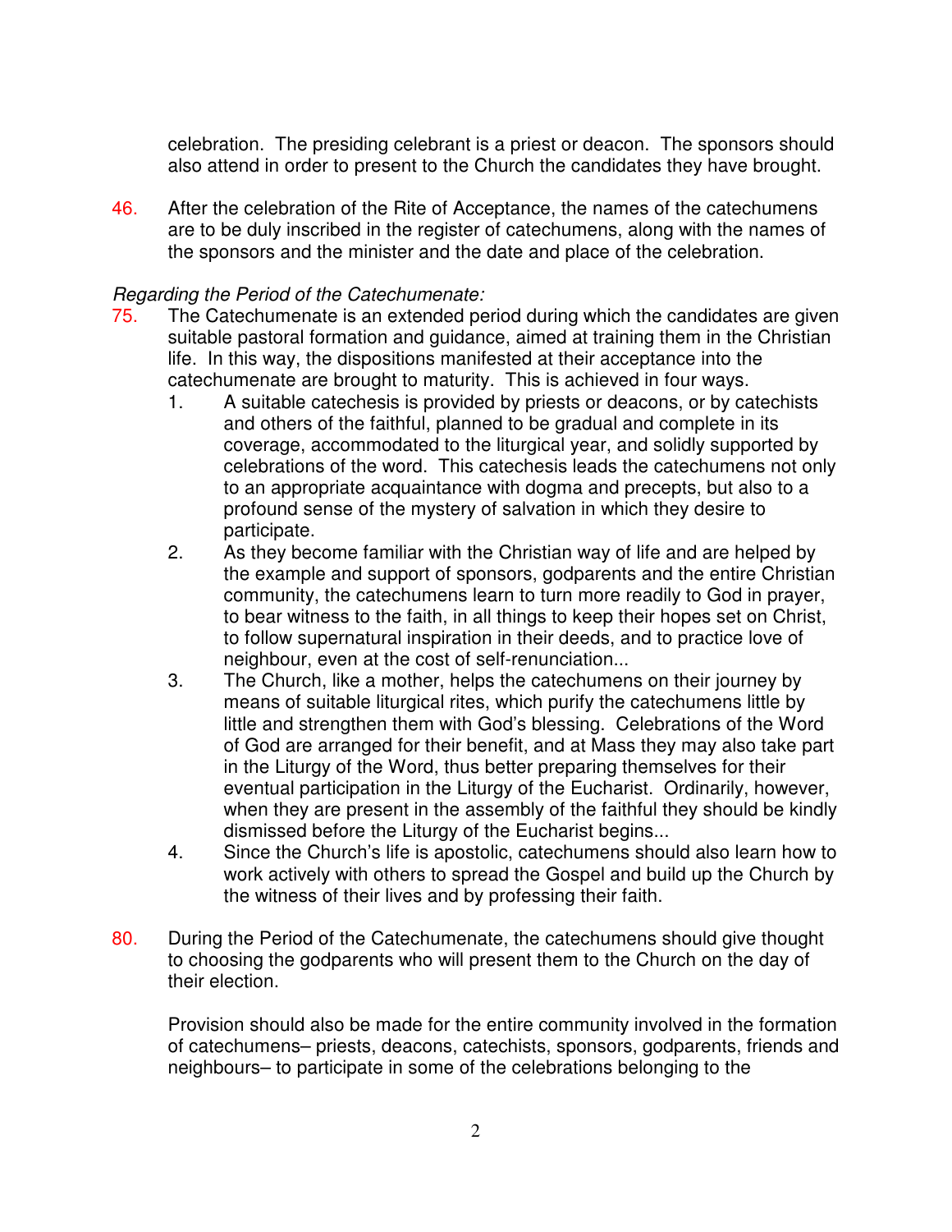celebration. The presiding celebrant is a priest or deacon. The sponsors should also attend in order to present to the Church the candidates they have brought.

46. After the celebration of the Rite of Acceptance, the names of the catechumens are to be duly inscribed in the register of catechumens, along with the names of the sponsors and the minister and the date and place of the celebration.

*Regarding the Period of the Catechumenate:*

75. The Catechumenate is an extended period during which the candidates are given suitable pastoral formation and guidance, aimed at training them in the Christian life. In this way, the dispositions manifested at their acceptance into the catechumenate are brought to maturity. This is achieved in four ways.
    1. A suitable catechesis is provided by priests or deacons, or by catechists and others of the faithful, planned to be gradual and complete in its coverage, accommodated to the liturgical year, and solidly supported by celebrations of the word. This catechesis leads the catechumens not only to an appropriate acquaintance with dogma and precepts, but also to a profound sense of the mystery of salvation in which they desire to participate.
    2. As they become familiar with the Christian way of life and are helped by the example and support of sponsors, godparents and the entire Christian community, the catechumens learn to turn more readily to God in prayer, to bear witness to the faith, in all things to keep their hopes set on Christ, to follow supernatural inspiration in their deeds, and to practice love of neighbour, even at the cost of self-renunciation...
    3. The Church, like a mother, helps the catechumens on their journey by means of suitable liturgical rites, which purify the catechumens little by little and strengthen them with God's blessing. Celebrations of the Word of God are arranged for their benefit, and at Mass they may also take part in the Liturgy of the Word, thus better preparing themselves for their eventual participation in the Liturgy of the Eucharist. Ordinarily, however, when they are present in the assembly of the faithful they should be kindly dismissed before the Liturgy of the Eucharist begins...
    4. Since the Church's life is apostolic, catechumens should also learn how to work actively with others to spread the Gospel and build up the Church by the witness of their lives and by professing their faith.

80. During the Period of the Catechumenate, the catechumens should give thought to choosing the godparents who will present them to the Church on the day of their election.

    Provision should also be made for the entire community involved in the formation of catechumens– priests, deacons, catechists, sponsors, godparents, friends and neighbours– to participate in some of the celebrations belonging to the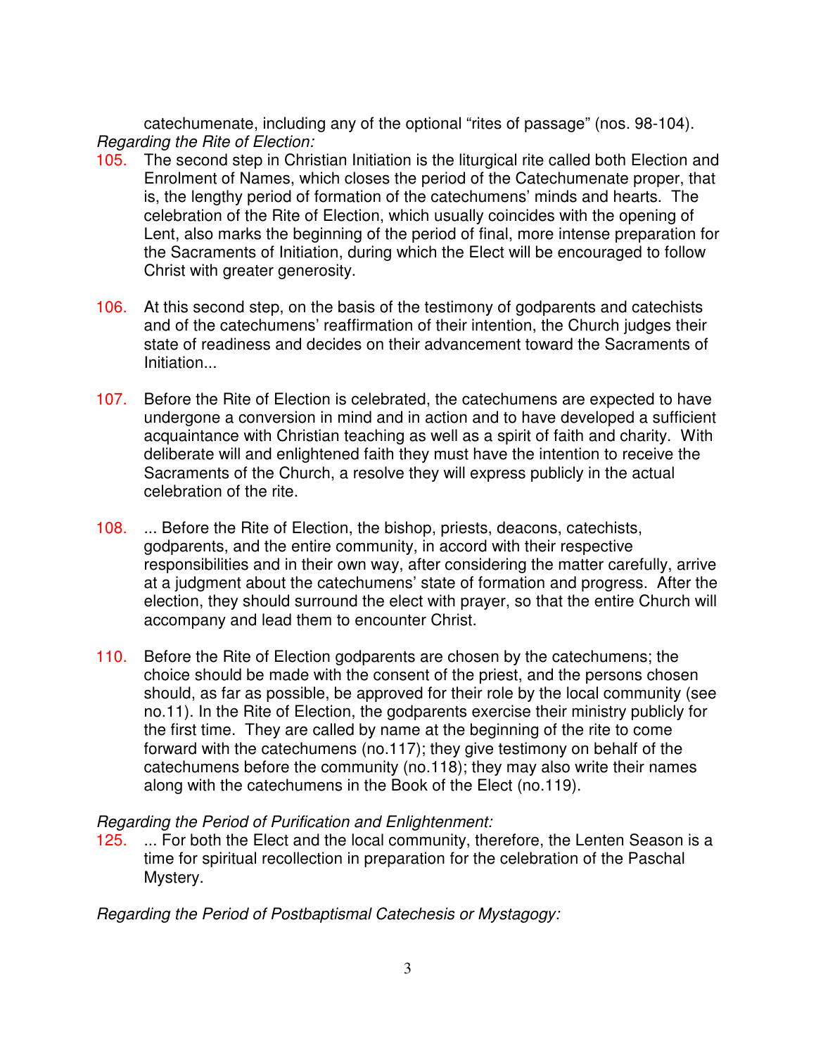catechumenate, including any of the optional “rites of passage” (nos. 98-104).

*Regarding the Rite of Election:*

105. The second step in Christian Initiation is the liturgical rite called both Election and Enrolment of Names, which closes the period of the Catechumenate proper, that is, the lengthy period of formation of the catechumens’ minds and hearts. The celebration of the Rite of Election, which usually coincides with the opening of Lent, also marks the beginning of the period of final, more intense preparation for the Sacraments of Initiation, during which the Elect will be encouraged to follow Christ with greater generosity.

106. At this second step, on the basis of the testimony of godparents and catechists and of the catechumens’ reaffirmation of their intention, the Church judges their state of readiness and decides on their advancement toward the Sacraments of Initiation...

107. Before the Rite of Election is celebrated, the catechumens are expected to have undergone a conversion in mind and in action and to have developed a sufficient acquaintance with Christian teaching as well as a spirit of faith and charity. With deliberate will and enlightened faith they must have the intention to receive the Sacraments of the Church, a resolve they will express publicly in the actual celebration of the rite.

108. ... Before the Rite of Election, the bishop, priests, deacons, catechists, godparents, and the entire community, in accord with their respective responsibilities and in their own way, after considering the matter carefully, arrive at a judgment about the catechumens’ state of formation and progress. After the election, they should surround the elect with prayer, so that the entire Church will accompany and lead them to encounter Christ.

110. Before the Rite of Election godparents are chosen by the catechumens; the choice should be made with the consent of the priest, and the persons chosen should, as far as possible, be approved for their role by the local community (see no.11). In the Rite of Election, the godparents exercise their ministry publicly for the first time. They are called by name at the beginning of the rite to come forward with the catechumens (no.117); they give testimony on behalf of the catechumens before the community (no.118); they may also write their names along with the catechumens in the Book of the Elect (no.119).

*Regarding the Period of Purification and Enlightenment:*

125. ... For both the Elect and the local community, therefore, the Lenten Season is a time for spiritual recollection in preparation for the celebration of the Paschal Mystery.

*Regarding the Period of Postbaptismal Catechesis or Mystagogy:*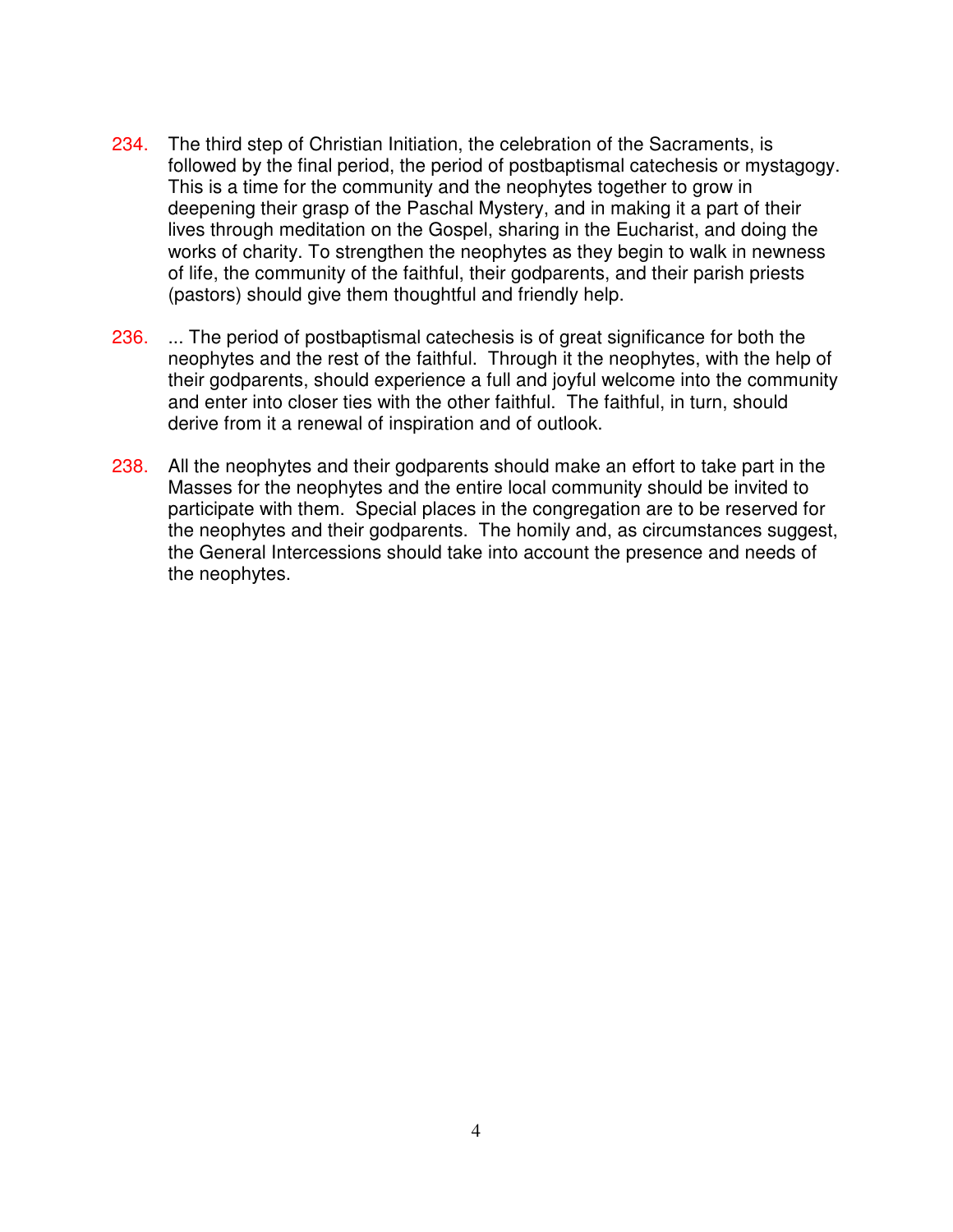234. The third step of Christian Initiation, the celebration of the Sacraments, is followed by the final period, the period of postbaptismal catechesis or mystagogy. This is a time for the community and the neophytes together to grow in deepening their grasp of the Paschal Mystery, and in making it a part of their lives through meditation on the Gospel, sharing in the Eucharist, and doing the works of charity. To strengthen the neophytes as they begin to walk in newness of life, the community of the faithful, their godparents, and their parish priests (pastors) should give them thoughtful and friendly help.

236. ... The period of postbaptismal catechesis is of great significance for both the neophytes and the rest of the faithful. Through it the neophytes, with the help of their godparents, should experience a full and joyful welcome into the community and enter into closer ties with the other faithful. The faithful, in turn, should derive from it a renewal of inspiration and of outlook.

238. All the neophytes and their godparents should make an effort to take part in the Masses for the neophytes and the entire local community should be invited to participate with them. Special places in the congregation are to be reserved for the neophytes and their godparents. The homily and, as circumstances suggest, the General Intercessions should take into account the presence and needs of the neophytes.